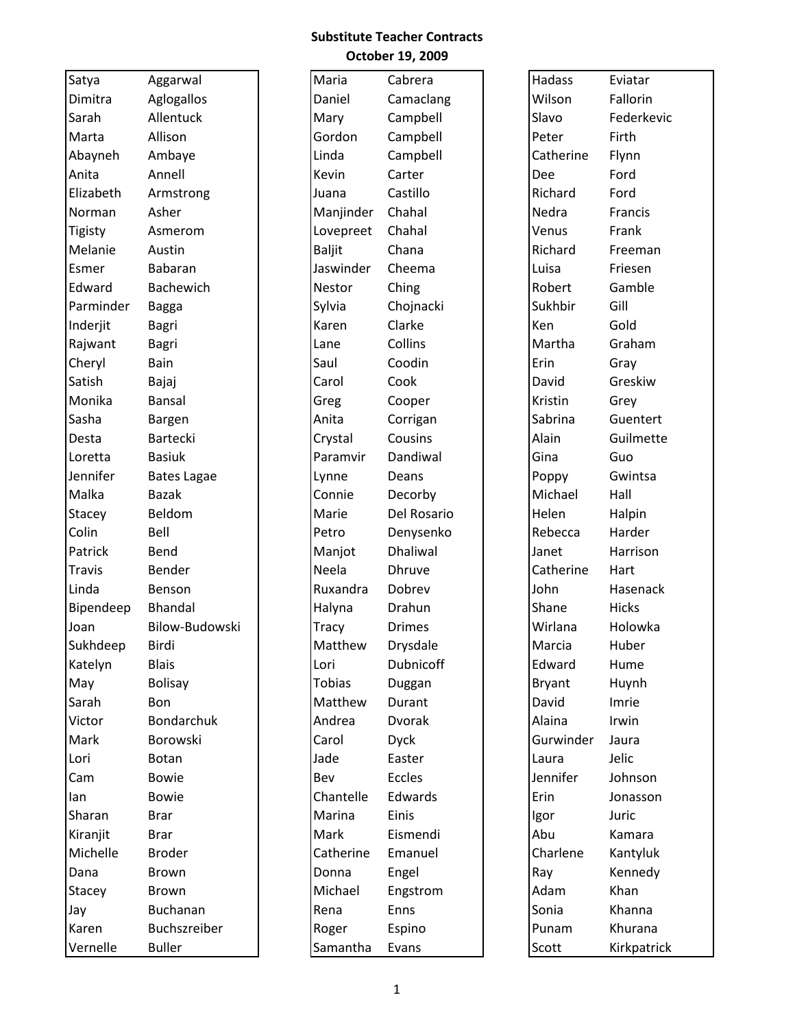# Substitute Teacher Contracts

## October 19, 2009

| First Name | Last Name |
|---|---|
| Satya | Aggarwal |
| Dimitra | Aglogallos |
| Sarah | Allentuck |
| Marta | Allison |
| Abayneh | Ambaye |
| Anita | Annell |
| Elizabeth | Armstrong |
| Norman | Asher |
| Tigisty | Asmerom |
| Melanie | Austin |
| Esmer | Babaran |
| Edward | Bachewich |
| Parminder | Bagga |
| Inderjit | Bagri |
| Rajwant | Bagri |
| Cheryl | Bain |
| Satish | Bajaj |
| Monika | Bansal |
| Sasha | Bargen |
| Desta | Bartecki |
| Loretta | Basiuk |
| Jennifer | Bates Lagae |
| Malka | Bazak |
| Stacey | Beldom |
| Colin | Bell |
| Patrick | Bend |
| Travis | Bender |
| Linda | Benson |
| Bipendeep | Bhandal |
| Joan | Bilow-Budowski |
| Sukhdeep | Birdi |
| Katelyn | Blais |
| May | Bolisay |
| Sarah | Bon |
| Victor | Bondarchuk |
| Mark | Borowski |
| Lori | Botan |
| Cam | Bowie |
| Ian | Bowie |
| Sharan | Brar |
| Kiranjit | Brar |
| Michelle | Broder |
| Dana | Brown |
| Stacey | Brown |
| Jay | Buchanan |
| Karen | Buchszreiber |
| Vernelle | Buller |
| Maria | Cabrera |
| Daniel | Camaclang |
| Mary | Campbell |
| Gordon | Campbell |
| Linda | Campbell |
| Kevin | Carter |
| Juana | Castillo |
| Manjinder | Chahal |
| Lovepreet | Chahal |
| Baljit | Chana |
| Jaswinder | Cheema |
| Nestor | Ching |
| Sylvia | Chojnacki |
| Karen | Clarke |
| Lane | Collins |
| Saul | Coodin |
| Carol | Cook |
| Greg | Cooper |
| Anita | Corrigan |
| Crystal | Cousins |
| Paramvir | Dandiwal |
| Lynne | Deans |
| Connie | Decorby |
| Marie | Del Rosario |
| Petro | Denysenko |
| Manjot | Dhaliwal |
| Neela | Dhruve |
| Ruxandra | Dobrev |
| Halyna | Drahun |
| Tracy | Drimes |
| Matthew | Drysdale |
| Lori | Dubnicoff |
| Tobias | Duggan |
| Matthew | Durant |
| Andrea | Dvorak |
| Carol | Dyck |
| Jade | Easter |
| Bev | Eccles |
| Chantelle | Edwards |
| Marina | Einis |
| Mark | Eismendi |
| Catherine | Emanuel |
| Donna | Engel |
| Michael | Engstrom |
| Rena | Enns |
| Roger | Espino |
| Samantha | Evans |
| Hadass | Eviatar |
| Wilson | Fallorin |
| Slavo | Federkevic |
| Peter | Firth |
| Catherine | Flynn |
| Dee | Ford |
| Richard | Ford |
| Nedra | Francis |
| Venus | Frank |
| Richard | Freeman |
| Luisa | Friesen |
| Robert | Gamble |
| Sukhbir | Gill |
| Ken | Gold |
| Martha | Graham |
| Erin | Gray |
| David | Greskiw |
| Kristin | Grey |
| Sabrina | Guentert |
| Alain | Guilmette |
| Gina | Guo |
| Poppy | Gwintsa |
| Michael | Hall |
| Helen | Halpin |
| Rebecca | Harder |
| Janet | Harrison |
| Catherine | Hart |
| John | Hasenack |
| Shane | Hicks |
| Wirlana | Holowka |
| Marcia | Huber |
| Edward | Hume |
| Bryant | Huynh |
| David | Imrie |
| Alaina | Irwin |
| Gurwinder | Jaura |
| Laura | Jelic |
| Jennifer | Johnson |
| Erin | Jonasson |
| Igor | Juric |
| Abu | Kamara |
| Charlene | Kantyluk |
| Ray | Kennedy |
| Adam | Khan |
| Sonia | Khanna |
| Punam | Khurana |
| Scott | Kirkpatrick |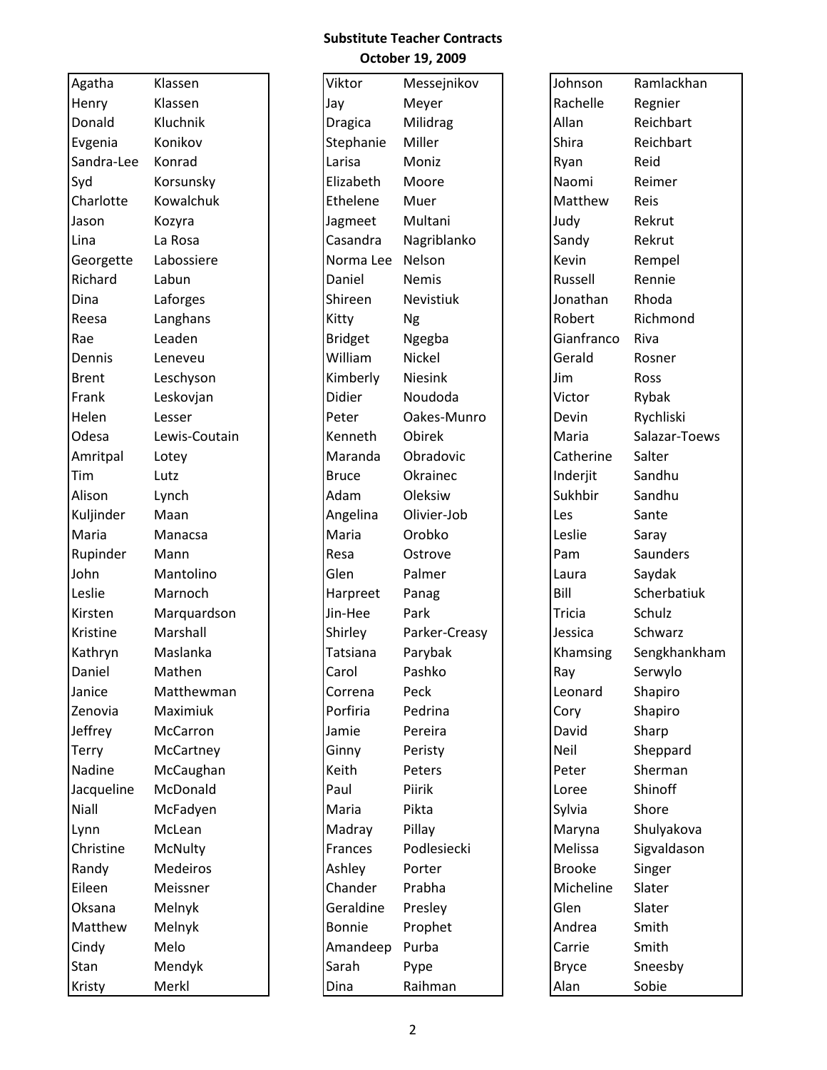**Substitute Teacher Contracts**

**October 19, 2009**

| First Name | Last Name |
| --- | --- |
| Agatha | Klassen |
| Henry | Klassen |
| Donald | Kluchnik |
| Evgenia | Konikov |
| Sandra-Lee | Konrad |
| Syd | Korsunsky |
| Charlotte | Kowalchuk |
| Jason | Kozyra |
| Lina | La Rosa |
| Georgette | Labossiere |
| Richard | Labun |
| Dina | Laforges |
| Reesa | Langhans |
| Rae | Leaden |
| Dennis | Leneveu |
| Brent | Leschyson |
| Frank | Leskovjan |
| Helen | Lesser |
| Odesa | Lewis-Coutain |
| Amritpal | Lotey |
| Tim | Lutz |
| Alison | Lynch |
| Kuljinder | Maan |
| Maria | Manacsa |
| Rupinder | Mann |
| John | Mantolino |
| Leslie | Marnoch |
| Kirsten | Marquardson |
| Kristine | Marshall |
| Kathryn | Maslanka |
| Daniel | Mathen |
| Janice | Matthewman |
| Zenovia | Maximiuk |
| Jeffrey | McCarron |
| Terry | McCartney |
| Nadine | McCaughan |
| Jacqueline | McDonald |
| Niall | McFadyen |
| Lynn | McLean |
| Christine | McNulty |
| Randy | Medeiros |
| Eileen | Meissner |
| Oksana | Melnyk |
| Matthew | Melnyk |
| Cindy | Melo |
| Stan | Mendyk |
| Kristy | Merkl |
| Viktor | Messejnikov |
| Jay | Meyer |
| Dragica | Milidrag |
| Stephanie | Miller |
| Larisa | Moniz |
| Elizabeth | Moore |
| Ethelene | Muer |
| Jagmeet | Multani |
| Casandra | Nagriblanko |
| Norma Lee | Nelson |
| Daniel | Nemis |
| Shireen | Nevistiuk |
| Kitty | Ng |
| Bridget | Ngegba |
| William | Nickel |
| Kimberly | Niesink |
| Didier | Noudoda |
| Peter | Oakes-Munro |
| Kenneth | Obirek |
| Maranda | Obradovic |
| Bruce | Okrainec |
| Adam | Oleksiw |
| Angelina | Olivier-Job |
| Maria | Orobko |
| Resa | Ostrove |
| Glen | Palmer |
| Harpreet | Panag |
| Jin-Hee | Park |
| Shirley | Parker-Creasy |
| Tatsiana | Parybak |
| Carol | Pashko |
| Correna | Peck |
| Porfiria | Pedrina |
| Jamie | Pereira |
| Ginny | Peristy |
| Keith | Peters |
| Paul | Piirik |
| Maria | Pikta |
| Madray | Pillay |
| Frances | Podlesiecki |
| Ashley | Porter |
| Chander | Prabha |
| Geraldine | Presley |
| Bonnie | Prophet |
| Amandeep | Purba |
| Sarah | Pype |
| Dina | Raihman |
| Johnson | Ramlackhan |
| Rachelle | Regnier |
| Allan | Reichbart |
| Shira | Reichbart |
| Ryan | Reid |
| Naomi | Reimer |
| Matthew | Reis |
| Judy | Rekrut |
| Sandy | Rekrut |
| Kevin | Rempel |
| Russell | Rennie |
| Jonathan | Rhoda |
| Robert | Richmond |
| Gianfranco | Riva |
| Gerald | Rosner |
| Jim | Ross |
| Victor | Rybak |
| Devin | Rychliski |
| Maria | Salazar-Toews |
| Catherine | Salter |
| Inderjit | Sandhu |
| Sukhbir | Sandhu |
| Les | Sante |
| Leslie | Saray |
| Pam | Saunders |
| Laura | Saydak |
| Bill | Scherbatiuk |
| Tricia | Schulz |
| Jessica | Schwarz |
| Khamsing | Sengkhankham |
| Ray | Serwylo |
| Leonard | Shapiro |
| Cory | Shapiro |
| David | Sharp |
| Neil | Sheppard |
| Peter | Sherman |
| Loree | Shinoff |
| Sylvia | Shore |
| Maryna | Shulyakova |
| Melissa | Sigvaldason |
| Brooke | Singer |
| Micheline | Slater |
| Glen | Slater |
| Andrea | Smith |
| Carrie | Smith |
| Bryce | Sneesby |
| Alan | Sobie |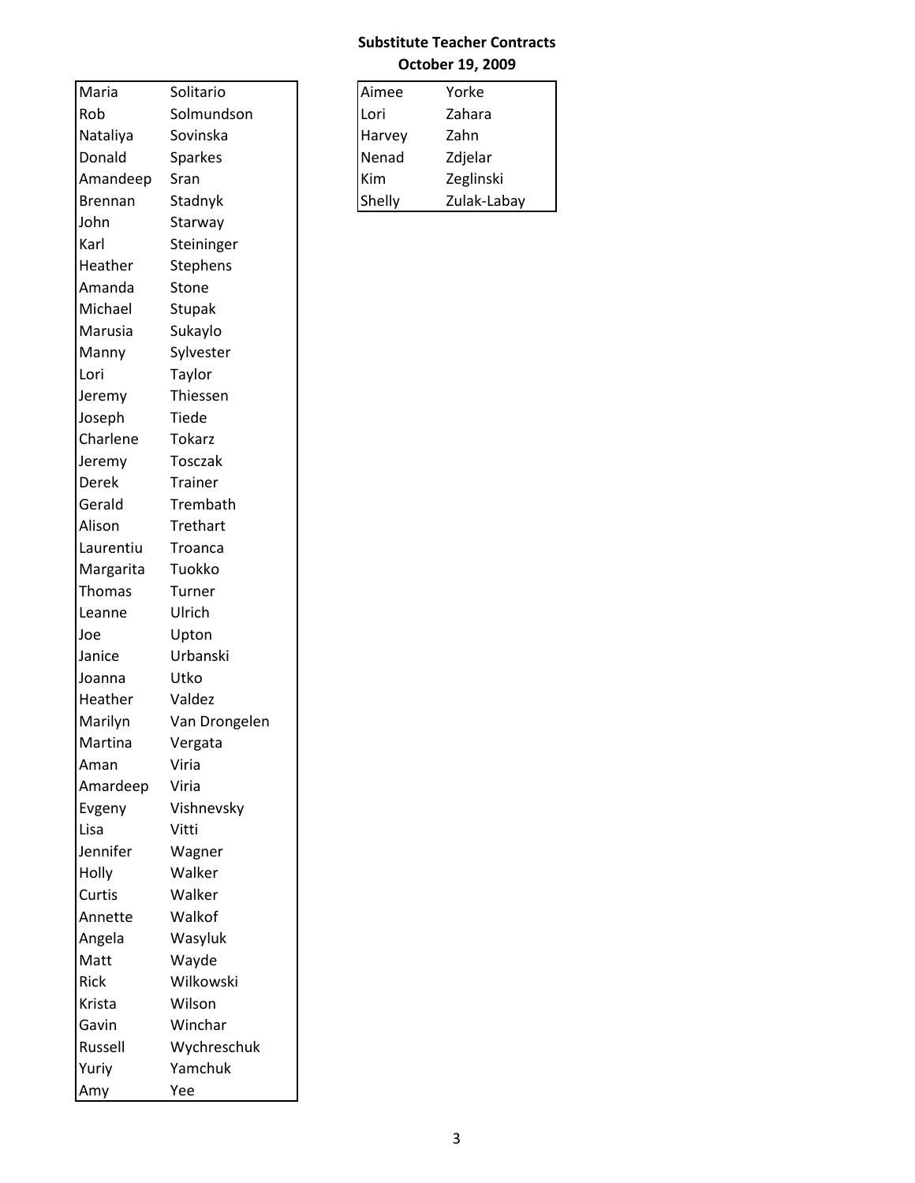**Substitute Teacher Contracts**
**October 19, 2009**

| | |
|---|---|
| Maria | Solitario |
| Rob | Solmundson |
| Nataliya | Sovinska |
| Donald | Sparkes |
| Amandeep | Sran |
| Brennan | Stadnyk |
| John | Starway |
| Karl | Steininger |
| Heather | Stephens |
| Amanda | Stone |
| Michael | Stupak |
| Marusia | Sukaylo |
| Manny | Sylvester |
| Lori | Taylor |
| Jeremy | Thiessen |
| Joseph | Tiede |
| Charlene | Tokarz |
| Jeremy | Tosczak |
| Derek | Trainer |
| Gerald | Trembath |
| Alison | Trethart |
| Laurentiu | Troanca |
| Margarita | Tuokko |
| Thomas | Turner |
| Leanne | Ulrich |
| Joe | Upton |
| Janice | Urbanski |
| Joanna | Utko |
| Heather | Valdez |
| Marilyn | Van Drongelen |
| Martina | Vergata |
| Aman | Viria |
| Amardeep | Viria |
| Evgeny | Vishnevsky |
| Lisa | Vitti |
| Jennifer | Wagner |
| Holly | Walker |
| Curtis | Walker |
| Annette | Walkof |
| Angela | Wasyluk |
| Matt | Wayde |
| Rick | Wilkowski |
| Krista | Wilson |
| Gavin | Winchar |
| Russell | Wychreschuk |
| Yuriy | Yamchuk |
| Amy | Yee |

| | |
|---|---|
| Aimee | Yorke |
| Lori | Zahara |
| Harvey | Zahn |
| Nenad | Zdjelar |
| Kim | Zeglinski |
| Shelly | Zulak-Labay |